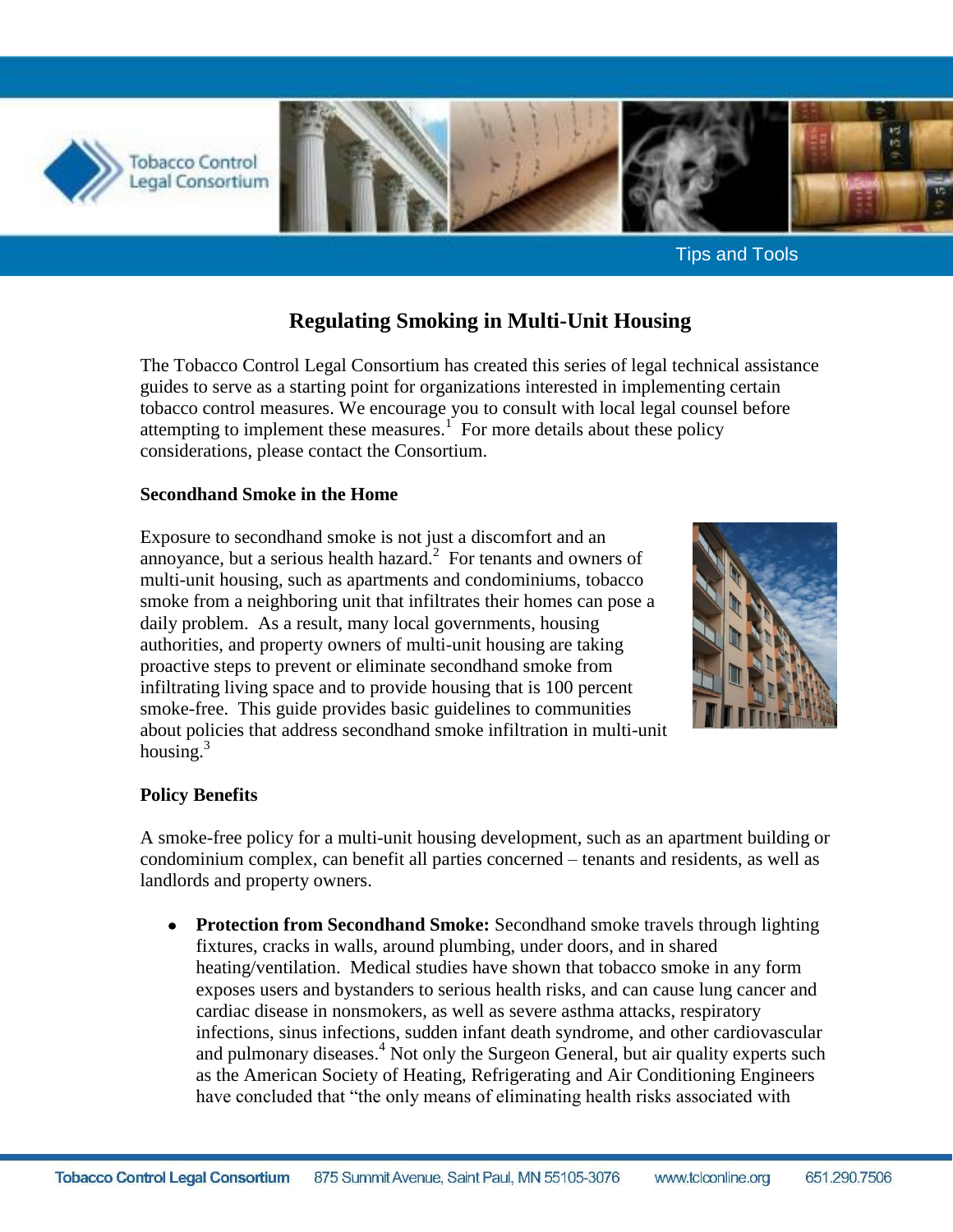Tips and Tools

# Regulating Smoking in Multi-Unit Housing

The Tobacco Control Legal Consortium has created this series of legal technical assistance guides to serve as a starting point for organizations interested in implementing certain tobacco control measures. We encourage you to consult with local legal counsel before attempting to implement these measures.[1] For more details about these policy considerations, please contact the Consortium.

## Secondhand Smoke in the Home

Exposure to secondhand smoke is not just a discomfort and an annoyance, but a serious health hazard.[2] For tenants and owners of multi-unit housing, such as apartments and condominiums, tobacco smoke from a neighboring unit that infiltrates their homes can pose a daily problem. As a result, many local governments, housing authorities, and property owners of multi-unit housing are taking proactive steps to prevent or eliminate secondhand smoke from infiltrating living space and to provide housing that is 100 percent smoke-free. This guide provides basic guidelines to communities about policies that address secondhand smoke infiltration in multi-unit housing.[3]

## Policy Benefits

A smoke-free policy for a multi-unit housing development, such as an apartment building or condominium complex, can benefit all parties concerned – tenants and residents, as well as landlords and property owners.

- **Protection from Secondhand Smoke:** Secondhand smoke travels through lighting fixtures, cracks in walls, around plumbing, under doors, and in shared heating/ventilation. Medical studies have shown that tobacco smoke in any form exposes users and bystanders to serious health risks, and can cause lung cancer and cardiac disease in nonsmokers, as well as severe asthma attacks, respiratory infections, sinus infections, sudden infant death syndrome, and other cardiovascular and pulmonary diseases.[4] Not only the Surgeon General, but air quality experts such as the American Society of Heating, Refrigerating and Air Conditioning Engineers have concluded that "the only means of eliminating health risks associated with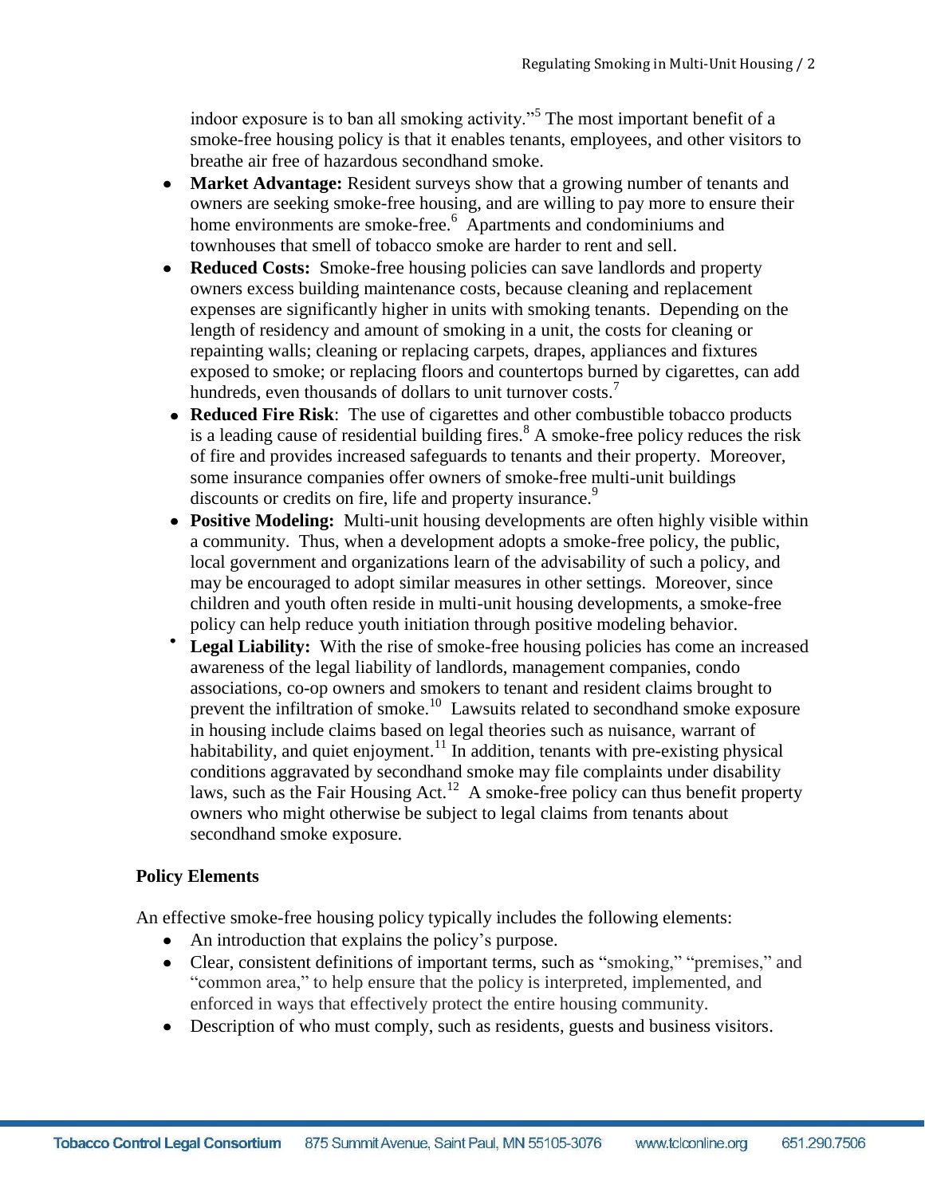indoor exposure is to ban all smoking activity."[5] The most important benefit of a smoke-free housing policy is that it enables tenants, employees, and other visitors to breathe air free of hazardous secondhand smoke.

- **Market Advantage:** Resident surveys show that a growing number of tenants and owners are seeking smoke-free housing, and are willing to pay more to ensure their home environments are smoke-free.[6] Apartments and condominiums and townhouses that smell of tobacco smoke are harder to rent and sell.
- **Reduced Costs:** Smoke-free housing policies can save landlords and property owners excess building maintenance costs, because cleaning and replacement expenses are significantly higher in units with smoking tenants. Depending on the length of residency and amount of smoking in a unit, the costs for cleaning or repainting walls; cleaning or replacing carpets, drapes, appliances and fixtures exposed to smoke; or replacing floors and countertops burned by cigarettes, can add hundreds, even thousands of dollars to unit turnover costs.[7]
- **Reduced Fire Risk**: The use of cigarettes and other combustible tobacco products is a leading cause of residential building fires.[8] A smoke-free policy reduces the risk of fire and provides increased safeguards to tenants and their property. Moreover, some insurance companies offer owners of smoke-free multi-unit buildings discounts or credits on fire, life and property insurance.[9]
- **Positive Modeling:** Multi-unit housing developments are often highly visible within a community. Thus, when a development adopts a smoke-free policy, the public, local government and organizations learn of the advisability of such a policy, and may be encouraged to adopt similar measures in other settings. Moreover, since children and youth often reside in multi-unit housing developments, a smoke-free policy can help reduce youth initiation through positive modeling behavior.
- **Legal Liability:** With the rise of smoke-free housing policies has come an increased awareness of the legal liability of landlords, management companies, condo associations, co-op owners and smokers to tenant and resident claims brought to prevent the infiltration of smoke.[10] Lawsuits related to secondhand smoke exposure in housing include claims based on legal theories such as nuisance, warrant of habitability, and quiet enjoyment.[11] In addition, tenants with pre-existing physical conditions aggravated by secondhand smoke may file complaints under disability laws, such as the Fair Housing Act.[12] A smoke-free policy can thus benefit property owners who might otherwise be subject to legal claims from tenants about secondhand smoke exposure.

**Policy Elements**

An effective smoke-free housing policy typically includes the following elements:

- An introduction that explains the policy's purpose.
- Clear, consistent definitions of important terms, such as "smoking," "premises," and "common area," to help ensure that the policy is interpreted, implemented, and enforced in ways that effectively protect the entire housing community.
- Description of who must comply, such as residents, guests and business visitors.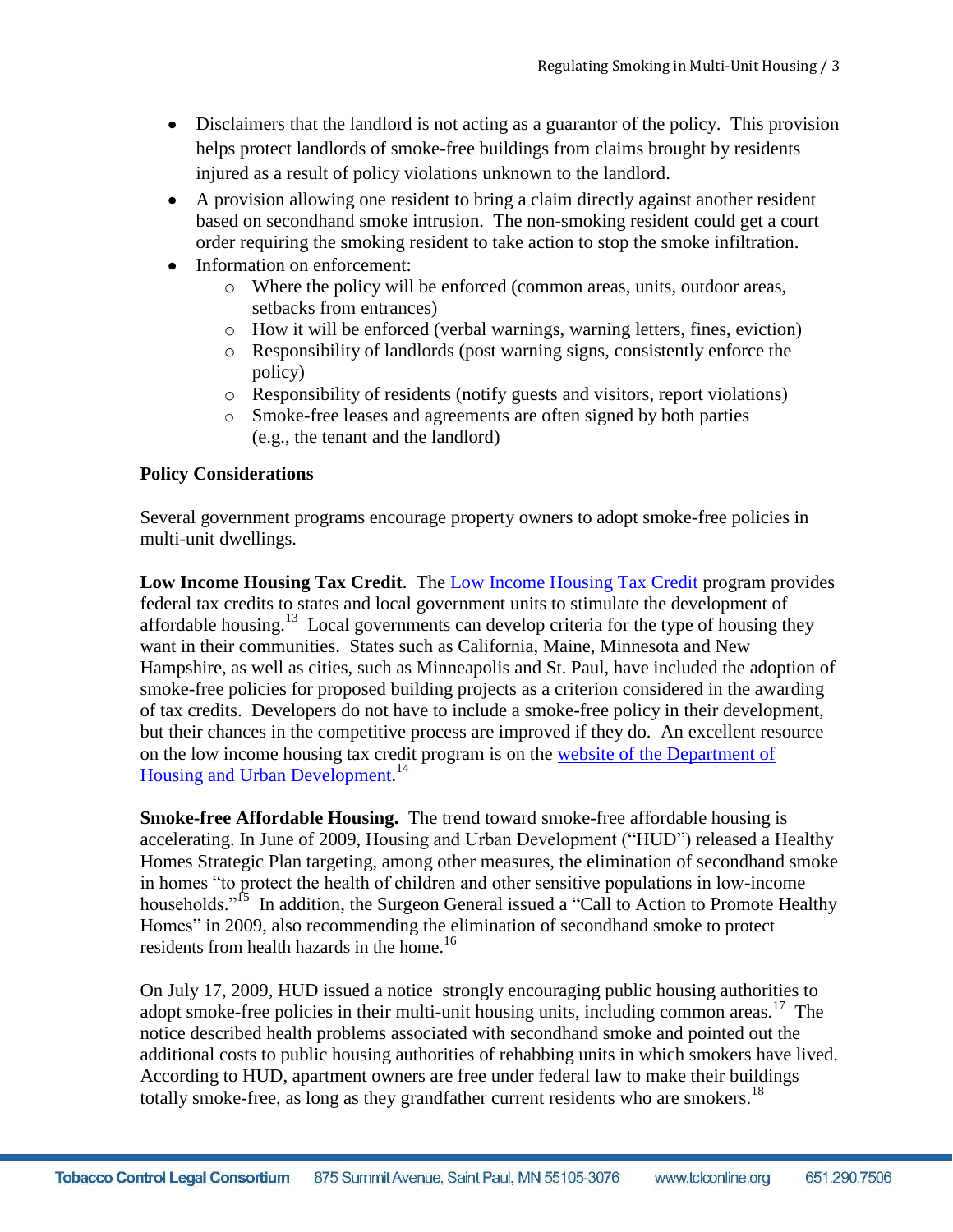- Disclaimers that the landlord is not acting as a guarantor of the policy. This provision helps protect landlords of smoke-free buildings from claims brought by residents injured as a result of policy violations unknown to the landlord.
- A provision allowing one resident to bring a claim directly against another resident based on secondhand smoke intrusion. The non-smoking resident could get a court order requiring the smoking resident to take action to stop the smoke infiltration.
- Information on enforcement:
  - Where the policy will be enforced (common areas, units, outdoor areas, setbacks from entrances)
  - How it will be enforced (verbal warnings, warning letters, fines, eviction)
  - Responsibility of landlords (post warning signs, consistently enforce the policy)
  - Responsibility of residents (notify guests and visitors, report violations)
  - Smoke-free leases and agreements are often signed by both parties (e.g., the tenant and the landlord)

**Policy Considerations**

Several government programs encourage property owners to adopt smoke-free policies in multi-unit dwellings.

**Low Income Housing Tax Credit**. The Low Income Housing Tax Credit program provides federal tax credits to states and local government units to stimulate the development of affordable housing.[13] Local governments can develop criteria for the type of housing they want in their communities. States such as California, Maine, Minnesota and New Hampshire, as well as cities, such as Minneapolis and St. Paul, have included the adoption of smoke-free policies for proposed building projects as a criterion considered in the awarding of tax credits. Developers do not have to include a smoke-free policy in their development, but their chances in the competitive process are improved if they do. An excellent resource on the low income housing tax credit program is on the website of the Department of Housing and Urban Development.[14]

**Smoke-free Affordable Housing.** The trend toward smoke-free affordable housing is accelerating. In June of 2009, Housing and Urban Development ("HUD") released a Healthy Homes Strategic Plan targeting, among other measures, the elimination of secondhand smoke in homes "to protect the health of children and other sensitive populations in low-income households."[15] In addition, the Surgeon General issued a "Call to Action to Promote Healthy Homes" in 2009, also recommending the elimination of secondhand smoke to protect residents from health hazards in the home.[16]

On July 17, 2009, HUD issued a notice strongly encouraging public housing authorities to adopt smoke-free policies in their multi-unit housing units, including common areas.[17] The notice described health problems associated with secondhand smoke and pointed out the additional costs to public housing authorities of rehabbing units in which smokers have lived. According to HUD, apartment owners are free under federal law to make their buildings totally smoke-free, as long as they grandfather current residents who are smokers.[18]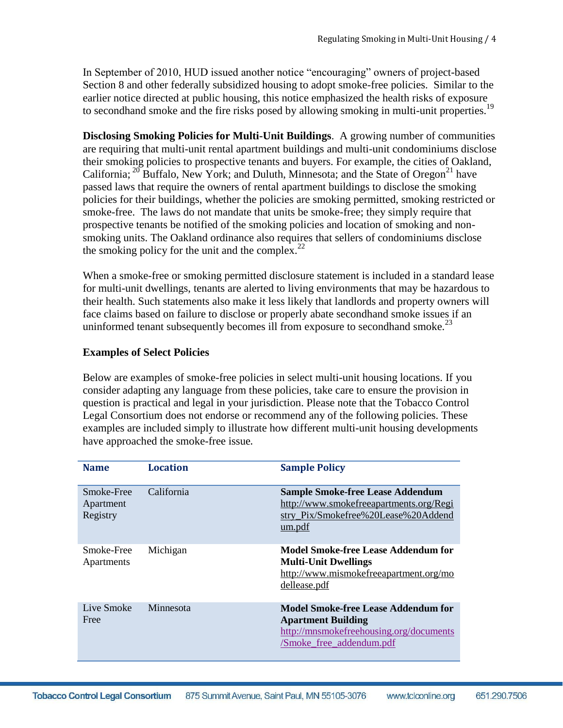In September of 2010, HUD issued another notice "encouraging" owners of project-based Section 8 and other federally subsidized housing to adopt smoke-free policies. Similar to the earlier notice directed at public housing, this notice emphasized the health risks of exposure to secondhand smoke and the fire risks posed by allowing smoking in multi-unit properties.[19]

**Disclosing Smoking Policies for Multi-Unit Buildings**. A growing number of communities are requiring that multi-unit rental apartment buildings and multi-unit condominiums disclose their smoking policies to prospective tenants and buyers. For example, the cities of Oakland, California; [20] Buffalo, New York; and Duluth, Minnesota; and the State of Oregon[21] have passed laws that require the owners of rental apartment buildings to disclose the smoking policies for their buildings, whether the policies are smoking permitted, smoking restricted or smoke-free. The laws do not mandate that units be smoke-free; they simply require that prospective tenants be notified of the smoking policies and location of smoking and non-smoking units. The Oakland ordinance also requires that sellers of condominiums disclose the smoking policy for the unit and the complex.[22]

When a smoke-free or smoking permitted disclosure statement is included in a standard lease for multi-unit dwellings, tenants are alerted to living environments that may be hazardous to their health. Such statements also make it less likely that landlords and property owners will face claims based on failure to disclose or properly abate secondhand smoke issues if an uninformed tenant subsequently becomes ill from exposure to secondhand smoke.[23]

**Examples of Select Policies**

Below are examples of smoke-free policies in select multi-unit housing locations. If you consider adapting any language from these policies, take care to ensure the provision in question is practical and legal in your jurisdiction. Please note that the Tobacco Control Legal Consortium does not endorse or recommend any of the following policies. These examples are included simply to illustrate how different multi-unit housing developments have approached the smoke-free issue.

| Name | Location | Sample Policy |
|---|---|---|
| Smoke-Free Apartment Registry | California | **Sample Smoke-free Lease Addendum** http://www.smokefreeapartments.org/Registry_Pix/Smokefree%20Lease%20Addendum.pdf |
| Smoke-Free Apartments | Michigan | **Model Smoke-free Lease Addendum for Multi-Unit Dwellings** http://www.mismokefreeapartment.org/modellease.pdf |
| Live Smoke Free | Minnesota | **Model Smoke-free Lease Addendum for Apartment Building** http://mnsmokefreehousing.org/documents/Smoke_free_addendum.pdf |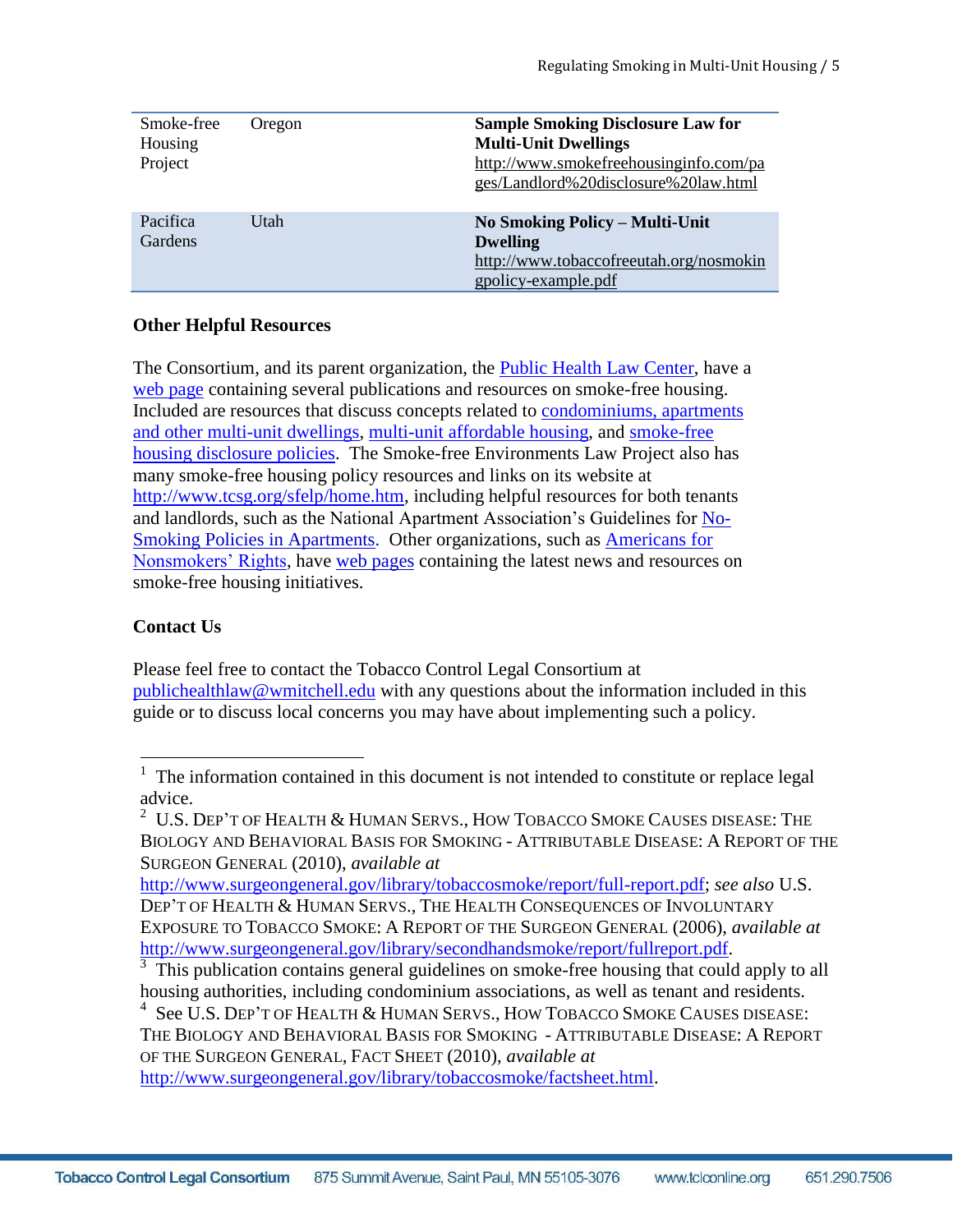| | | |
|---|---|---|
| Smoke-free Housing Project | Oregon | **Sample Smoking Disclosure Law for Multi-Unit Dwellings** http://www.smokefreehousinginfo.com/pages/Landlord%20disclosure%20law.html |
| Pacifica Gardens | Utah | **No Smoking Policy – Multi-Unit Dwelling** http://www.tobaccofreeutah.org/nosmokingpolicy-example.pdf |

**Other Helpful Resources**

The Consortium, and its parent organization, the Public Health Law Center, have a web page containing several publications and resources on smoke-free housing. Included are resources that discuss concepts related to condominiums, apartments and other multi-unit dwellings, multi-unit affordable housing, and smoke-free housing disclosure policies. The Smoke-free Environments Law Project also has many smoke-free housing policy resources and links on its website at http://www.tcsg.org/sfelp/home.htm, including helpful resources for both tenants and landlords, such as the National Apartment Association's Guidelines for No-Smoking Policies in Apartments. Other organizations, such as Americans for Nonsmokers' Rights, have web pages containing the latest news and resources on smoke-free housing initiatives.

**Contact Us**

Please feel free to contact the Tobacco Control Legal Consortium at publichealthlaw@wmitchell.edu with any questions about the information included in this guide or to discuss local concerns you may have about implementing such a policy.

---

[1] The information contained in this document is not intended to constitute or replace legal advice.

[2] U.S. DEP'T OF HEALTH & HUMAN SERVS., HOW TOBACCO SMOKE CAUSES DISEASE: THE BIOLOGY AND BEHAVIORAL BASIS FOR SMOKING - ATTRIBUTABLE DISEASE: A REPORT OF THE SURGEON GENERAL (2010), *available at* http://www.surgeongeneral.gov/library/tobaccosmoke/report/full-report.pdf; *see also* U.S. DEP'T OF HEALTH & HUMAN SERVS., THE HEALTH CONSEQUENCES OF INVOLUNTARY EXPOSURE TO TOBACCO SMOKE: A REPORT OF THE SURGEON GENERAL (2006), *available at* http://www.surgeongeneral.gov/library/secondhandsmoke/report/fullreport.pdf.

[3] This publication contains general guidelines on smoke-free housing that could apply to all housing authorities, including condominium associations, as well as tenant and residents.

[4] See U.S. DEP'T OF HEALTH & HUMAN SERVS., HOW TOBACCO SMOKE CAUSES DISEASE: THE BIOLOGY AND BEHAVIORAL BASIS FOR SMOKING - ATTRIBUTABLE DISEASE: A REPORT OF THE SURGEON GENERAL, FACT SHEET (2010), *available at* http://www.surgeongeneral.gov/library/tobaccosmoke/factsheet.html.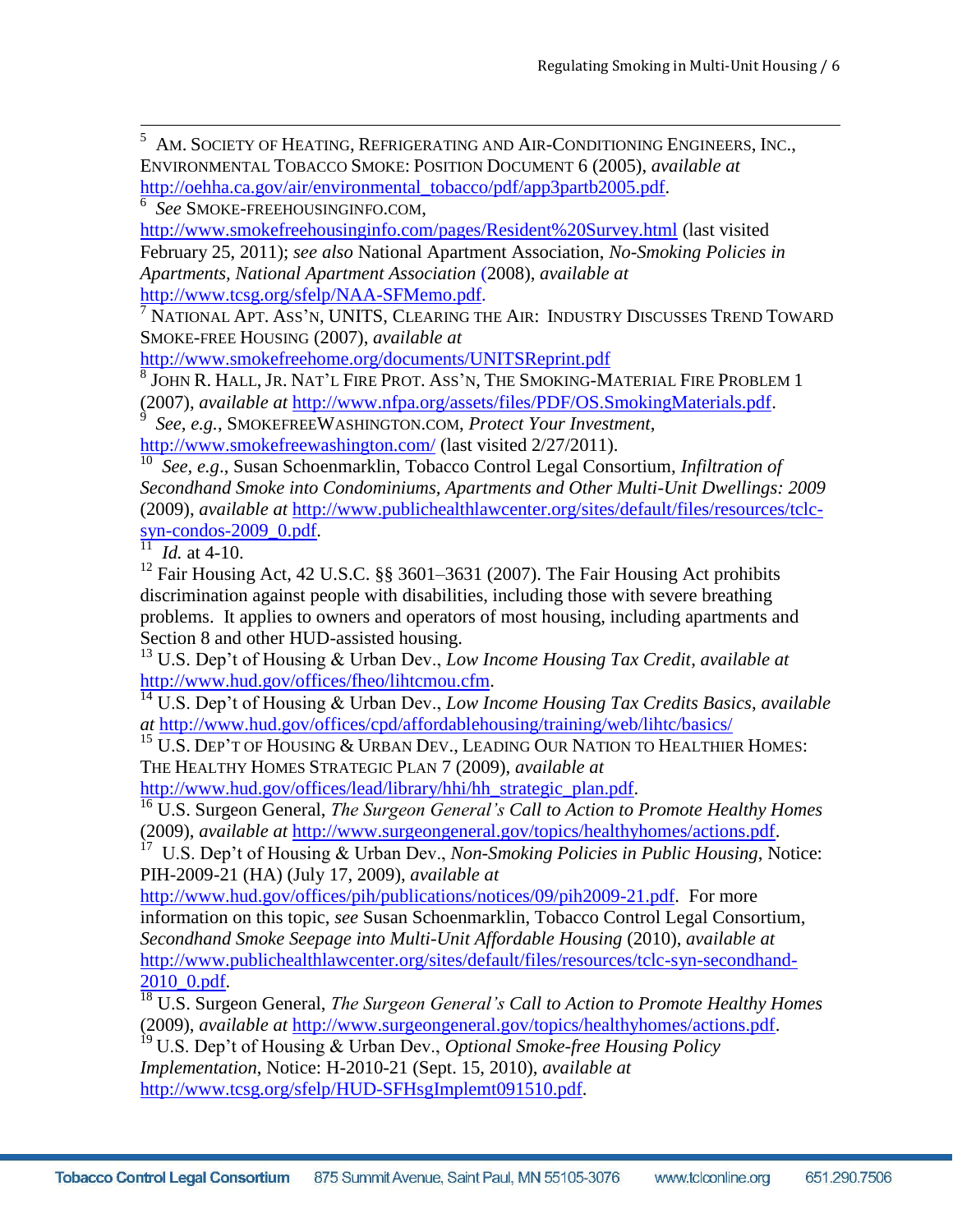[5] Am. Society of Heating, Refrigerating and Air-Conditioning Engineers, Inc., Environmental Tobacco Smoke: Position Document 6 (2005), *available at* http://oehha.ca.gov/air/environmental_tobacco/pdf/app3partb2005.pdf.

[6] *See* Smoke-freehousinginfo.com, http://www.smokefreehousinginfo.com/pages/Resident%20Survey.html (last visited February 25, 2011); *see also* National Apartment Association, *No-Smoking Policies in Apartments, National Apartment Association* (2008), *available at* http://www.tcsg.org/sfelp/NAA-SFMemo.pdf.

[7] National Apt. Ass'n, UNITS, Clearing the Air: Industry Discusses Trend Toward Smoke-free Housing (2007), *available at* http://www.smokefreehome.org/documents/UNITSReprint.pdf

[8] John R. Hall, Jr. Nat'l Fire Prot. Ass'n, The Smoking-Material Fire Problem 1 (2007), *available at* http://www.nfpa.org/assets/files/PDF/OS.SmokingMaterials.pdf.

[9] *See, e.g.*, SmokefreeWashington.com, *Protect Your Investment*, http://www.smokefreewashington.com/ (last visited 2/27/2011).

[10] *See, e.g*., Susan Schoenmarklin, Tobacco Control Legal Consortium, *Infiltration of Secondhand Smoke into Condominiums, Apartments and Other Multi-Unit Dwellings: 2009* (2009), *available at* http://www.publichealthlawcenter.org/sites/default/files/resources/tclc-syn-condos-2009_0.pdf.

[11] *Id.* at 4-10.

[12] Fair Housing Act, 42 U.S.C. §§ 3601–3631 (2007). The Fair Housing Act prohibits discrimination against people with disabilities, including those with severe breathing problems. It applies to owners and operators of most housing, including apartments and Section 8 and other HUD-assisted housing.

[13] U.S. Dep't of Housing & Urban Dev., *Low Income Housing Tax Credit*, *available at* http://www.hud.gov/offices/fheo/lihtcmou.cfm.

[14] U.S. Dep't of Housing & Urban Dev., *Low Income Housing Tax Credits Basics*, *available at* http://www.hud.gov/offices/cpd/affordablehousing/training/web/lihtc/basics/

[15] U.S. Dep't of Housing & Urban Dev., Leading Our Nation to Healthier Homes: The Healthy Homes Strategic Plan 7 (2009), *available at* http://www.hud.gov/offices/lead/library/hhi/hh_strategic_plan.pdf.

[16] U.S. Surgeon General, *The Surgeon General's Call to Action to Promote Healthy Homes* (2009), *available at* http://www.surgeongeneral.gov/topics/healthyhomes/actions.pdf.

[17] U.S. Dep't of Housing & Urban Dev., *Non-Smoking Policies in Public Housing*, Notice: PIH-2009-21 (HA) (July 17, 2009), *available at* http://www.hud.gov/offices/pih/publications/notices/09/pih2009-21.pdf. For more information on this topic, *see* Susan Schoenmarklin, Tobacco Control Legal Consortium, *Secondhand Smoke Seepage into Multi-Unit Affordable Housing* (2010), *available at* http://www.publichealthlawcenter.org/sites/default/files/resources/tclc-syn-secondhand-2010_0.pdf.

[18] U.S. Surgeon General, *The Surgeon General's Call to Action to Promote Healthy Homes* (2009), *available at* http://www.surgeongeneral.gov/topics/healthyhomes/actions.pdf.

[19] U.S. Dep't of Housing & Urban Dev., *Optional Smoke-free Housing Policy Implementation*, Notice: H-2010-21 (Sept. 15, 2010), *available at* http://www.tcsg.org/sfelp/HUD-SFHsgImplemt091510.pdf.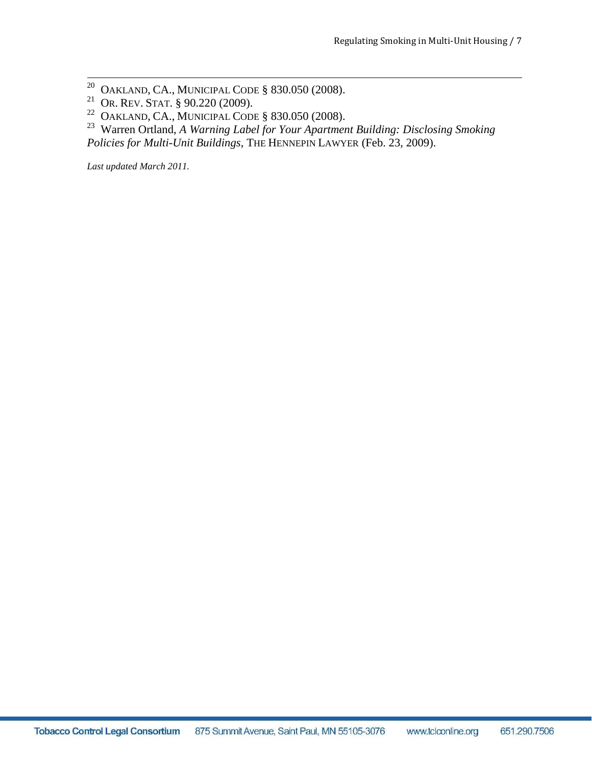[20] OAKLAND, CA., MUNICIPAL CODE § 830.050 (2008).

[21] OR. REV. STAT. § 90.220 (2009).

[22] OAKLAND, CA., MUNICIPAL CODE § 830.050 (2008).

[23] Warren Ortland, *A Warning Label for Your Apartment Building: Disclosing Smoking Policies for Multi-Unit Buildings*, THE HENNEPIN LAWYER (Feb. 23, 2009).

*Last updated March 2011.*